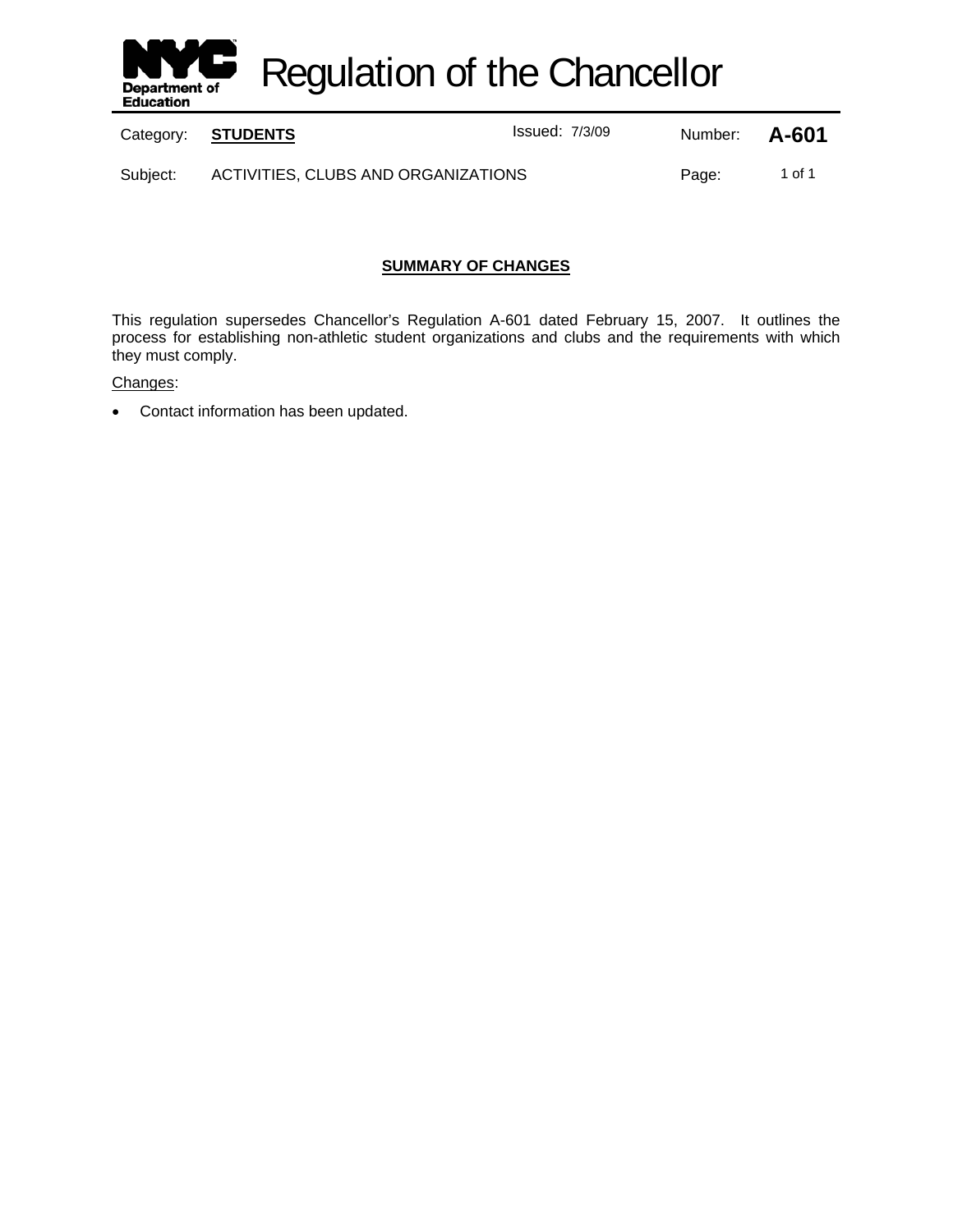# Regulation of the Chancellor

| Category: | **STUDENTS** | Issued: 7/3/09 | Number: | **A-601** |
| --- | --- | --- | --- | --- |
| Subject: | ACTIVITIES, CLUBS AND ORGANIZATIONS | | Page: | 1 of 1 |

## SUMMARY OF CHANGES

This regulation supersedes Chancellor's Regulation A-601 dated February 15, 2007. It outlines the process for establishing non-athletic student organizations and clubs and the requirements with which they must comply.

Changes:

- Contact information has been updated.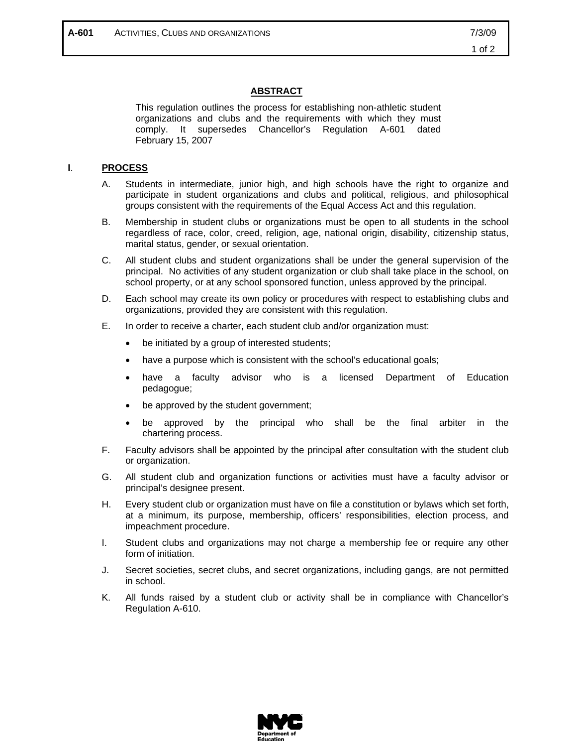## ABSTRACT

This regulation outlines the process for establishing non-athletic student organizations and clubs and the requirements with which they must comply. It supersedes Chancellor's Regulation A-601 dated February 15, 2007

## I. PROCESS

A. Students in intermediate, junior high, and high schools have the right to organize and participate in student organizations and clubs and political, religious, and philosophical groups consistent with the requirements of the Equal Access Act and this regulation.

B. Membership in student clubs or organizations must be open to all students in the school regardless of race, color, creed, religion, age, national origin, disability, citizenship status, marital status, gender, or sexual orientation.

C. All student clubs and student organizations shall be under the general supervision of the principal. No activities of any student organization or club shall take place in the school, on school property, or at any school sponsored function, unless approved by the principal.

D. Each school may create its own policy or procedures with respect to establishing clubs and organizations, provided they are consistent with this regulation.

E. In order to receive a charter, each student club and/or organization must:

- be initiated by a group of interested students;
- have a purpose which is consistent with the school's educational goals;
- have a faculty advisor who is a licensed Department of Education pedagogue;
- be approved by the student government;
- be approved by the principal who shall be the final arbiter in the chartering process.

F. Faculty advisors shall be appointed by the principal after consultation with the student club or organization.

G. All student club and organization functions or activities must have a faculty advisor or principal's designee present.

H. Every student club or organization must have on file a constitution or bylaws which set forth, at a minimum, its purpose, membership, officers' responsibilities, election process, and impeachment procedure.

I. Student clubs and organizations may not charge a membership fee or require any other form of initiation.

J. Secret societies, secret clubs, and secret organizations, including gangs, are not permitted in school.

K. All funds raised by a student club or activity shall be in compliance with Chancellor's Regulation A-610.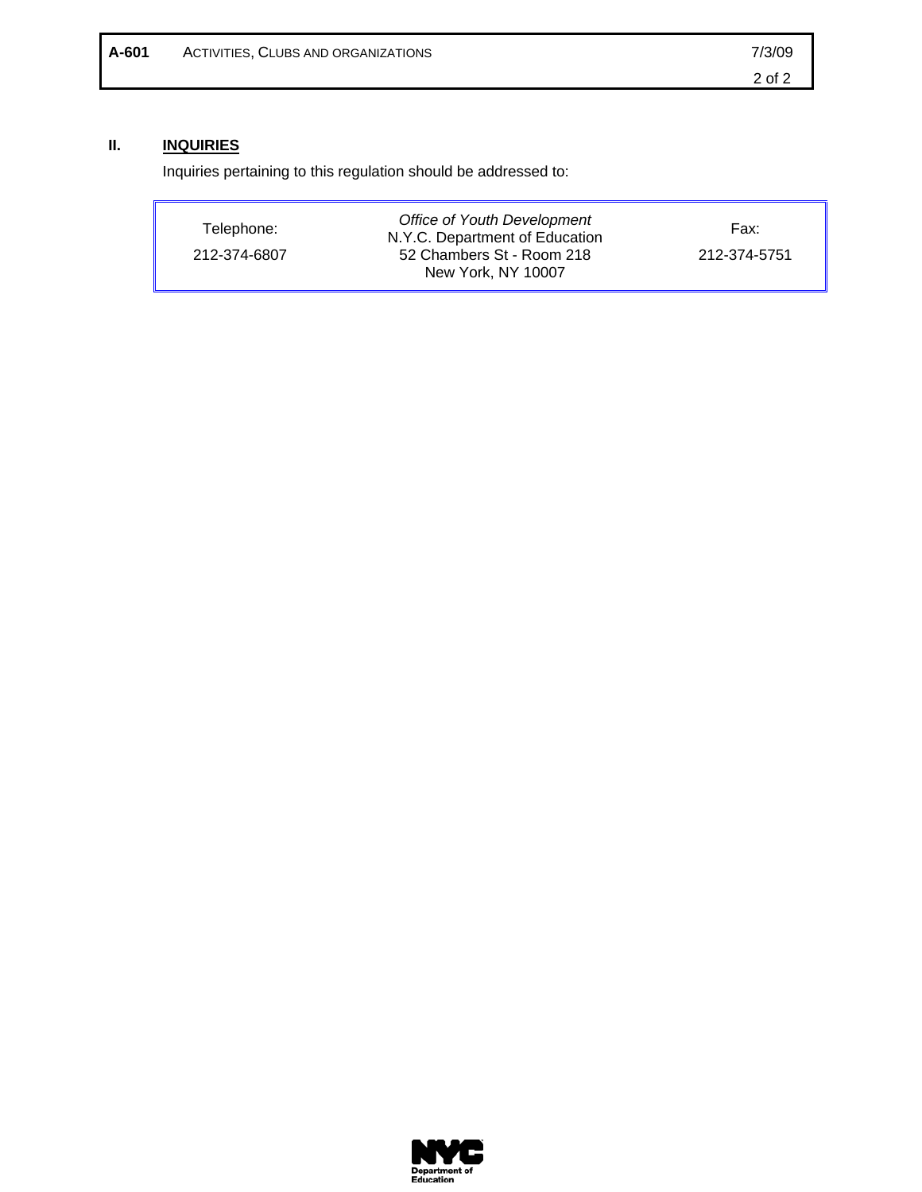## II. INQUIRIES

Inquiries pertaining to this regulation should be addressed to:

| | | |
|---|---|---|
| Telephone:<br>212-374-6807 | *Office of Youth Development*<br>N.Y.C. Department of Education<br>52 Chambers St - Room 218<br>New York, NY 10007 | Fax:<br>212-374-5751 |